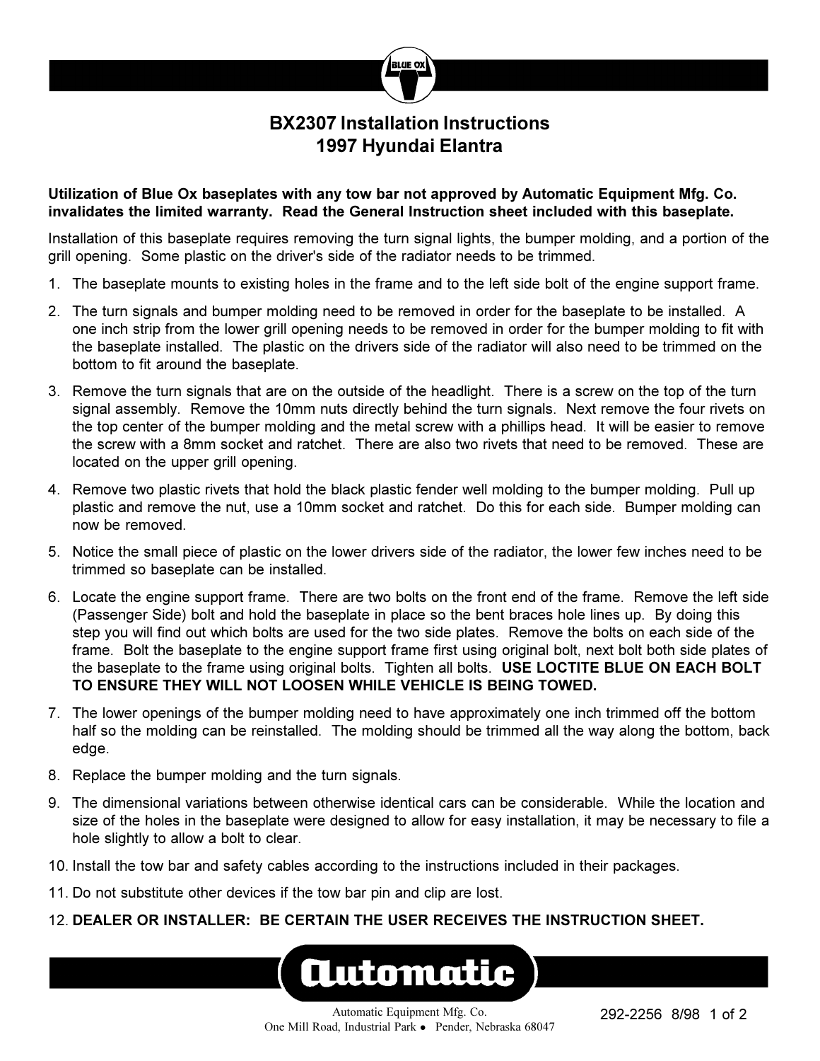# BX2307 Installation Instructions
## 1997 Hyundai Elantra

**Utilization of Blue Ox baseplates with any tow bar not approved by Automatic Equipment Mfg. Co. invalidates the limited warranty. Read the General Instruction sheet included with this baseplate.**

Installation of this baseplate requires removing the turn signal lights, the bumper molding, and a portion of the grill opening. Some plastic on the driver's side of the radiator needs to be trimmed.

1. The baseplate mounts to existing holes in the frame and to the left side bolt of the engine support frame.
2. The turn signals and bumper molding need to be removed in order for the baseplate to be installed. A one inch strip from the lower grill opening needs to be removed in order for the bumper molding to fit with the baseplate installed. The plastic on the drivers side of the radiator will also need to be trimmed on the bottom to fit around the baseplate.
3. Remove the turn signals that are on the outside of the headlight. There is a screw on the top of the turn signal assembly. Remove the 10mm nuts directly behind the turn signals. Next remove the four rivets on the top center of the bumper molding and the metal screw with a phillips head. It will be easier to remove the screw with a 8mm socket and ratchet. There are also two rivets that need to be removed. These are located on the upper grill opening.
4. Remove two plastic rivets that hold the black plastic fender well molding to the bumper molding. Pull up plastic and remove the nut, use a 10mm socket and ratchet. Do this for each side. Bumper molding can now be removed.
5. Notice the small piece of plastic on the lower drivers side of the radiator, the lower few inches need to be trimmed so baseplate can be installed.
6. Locate the engine support frame. There are two bolts on the front end of the frame. Remove the left side (Passenger Side) bolt and hold the baseplate in place so the bent braces hole lines up. By doing this step you will find out which bolts are used for the two side plates. Remove the bolts on each side of the frame. Bolt the baseplate to the engine support frame first using original bolt, next bolt both side plates of the baseplate to the frame using original bolts. Tighten all bolts. **USE LOCTITE BLUE ON EACH BOLT TO ENSURE THEY WILL NOT LOOSEN WHILE VEHICLE IS BEING TOWED.**
7. The lower openings of the bumper molding need to have approximately one inch trimmed off the bottom half so the molding can be reinstalled. The molding should be trimmed all the way along the bottom, back edge.
8. Replace the bumper molding and the turn signals.
9. The dimensional variations between otherwise identical cars can be considerable. While the location and size of the holes in the baseplate were designed to allow for easy installation, it may be necessary to file a hole slightly to allow a bolt to clear.
10. Install the tow bar and safety cables according to the instructions included in their packages.
11. Do not substitute other devices if the tow bar pin and clip are lost.
12. **DEALER OR INSTALLER: BE CERTAIN THE USER RECEIVES THE INSTRUCTION SHEET.**

Automatic Equipment Mfg. Co.
One Mill Road, Industrial Park • Pender, Nebraska 68047

292-2256 8/98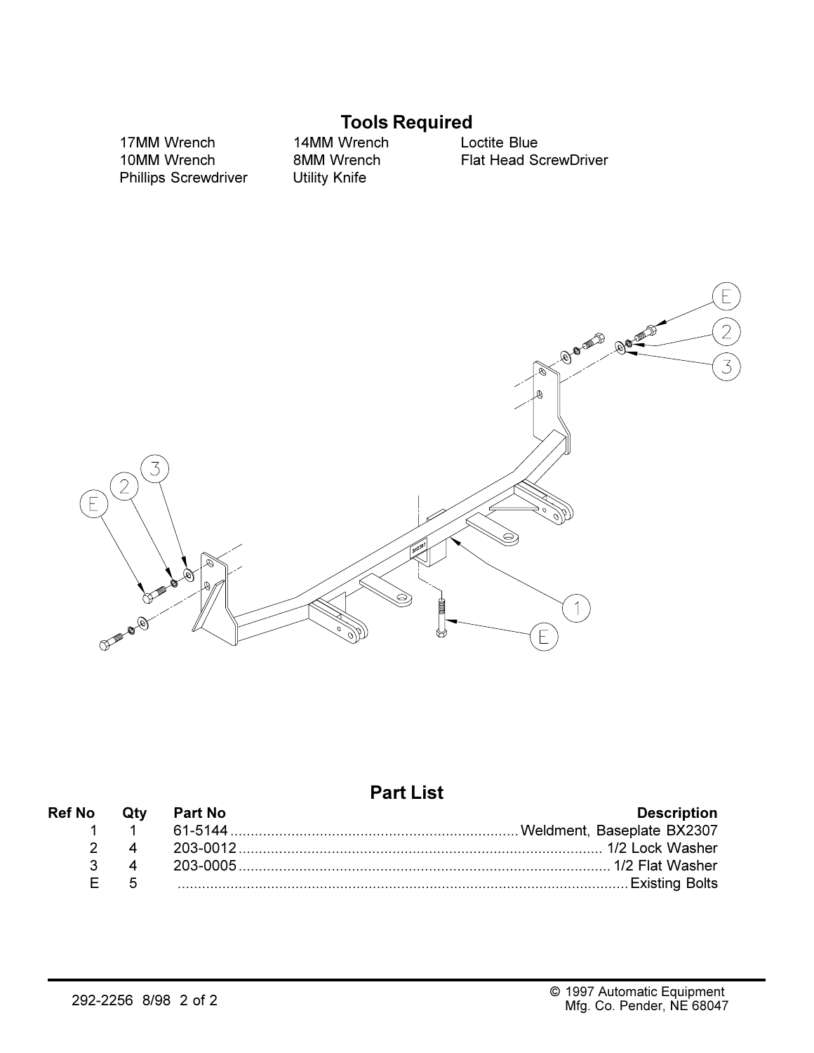## Tools Required

| | | |
|---|---|---|
| 17MM Wrench | 14MM Wrench | Loctite Blue |
| 10MM Wrench | 8MM Wrench | Flat Head ScrewDriver |
| Phillips Screwdriver | Utility Knife | |

E
2
3
3
2
E
1
E

## Part List

| Ref No | Qty | Part No | Description |
|---|---|---|---|
| 1 | 1 | 61-5144 | Weldment, Baseplate BX2307 |
| 2 | 4 | 203-0012 | 1/2 Lock Washer |
| 3 | 4 | 203-0005 | 1/2 Flat Washer |
| E | 5 | | Existing Bolts |

292-2256 8/98

© 1997 Automatic Equipment Mfg. Co. Pender, NE 68047